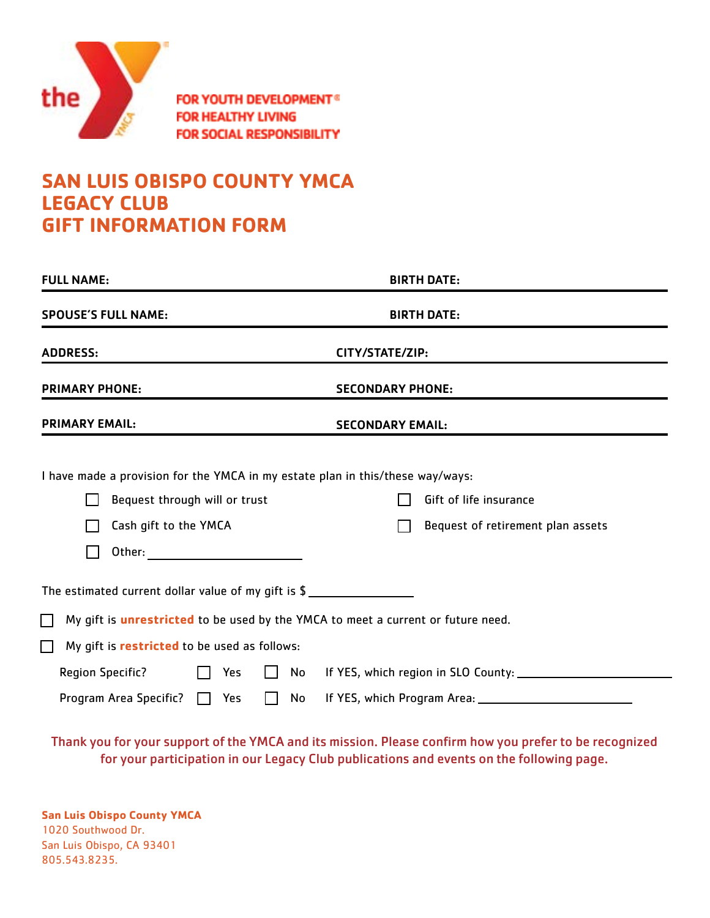the YMCA

FOR YOUTH DEVELOPMENT®
FOR HEALTHY LIVING
FOR SOCIAL RESPONSIBILITY

# SAN LUIS OBISPO COUNTY YMCA
# LEGACY CLUB
# GIFT INFORMATION FORM

**FULL NAME:** ____________________ **BIRTH DATE:** ____________________

**SPOUSE'S FULL NAME:** ____________________ **BIRTH DATE:** ____________________

**ADDRESS:** ____________________ **CITY/STATE/ZIP:** ____________________

**PRIMARY PHONE:** ____________________ **SECONDARY PHONE:** ____________________

**PRIMARY EMAIL:** ____________________ **SECONDARY EMAIL:** ____________________

I have made a provision for the YMCA in my estate plan in this/these way/ways:

- ☐ Bequest through will or trust
- ☐ Gift of life insurance
- ☐ Cash gift to the YMCA
- ☐ Bequest of retirement plan assets
- ☐ Other: ____________________

The estimated current dollar value of my gift is $ ____________________

☐ My gift is **unrestricted** to be used by the YMCA to meet a current or future need.

☐ My gift is **restricted** to be used as follows:

Region Specific? ☐ Yes ☐ No If YES, which region in SLO County: ____________________

Program Area Specific? ☐ Yes ☐ No If YES, which Program Area: ____________________

Thank you for your support of the YMCA and its mission. Please confirm how you prefer to be recognized for your participation in our Legacy Club publications and events on the following page.

**San Luis Obispo County YMCA**
1020 Southwood Dr.
San Luis Obispo, CA 93401
805.543.8235.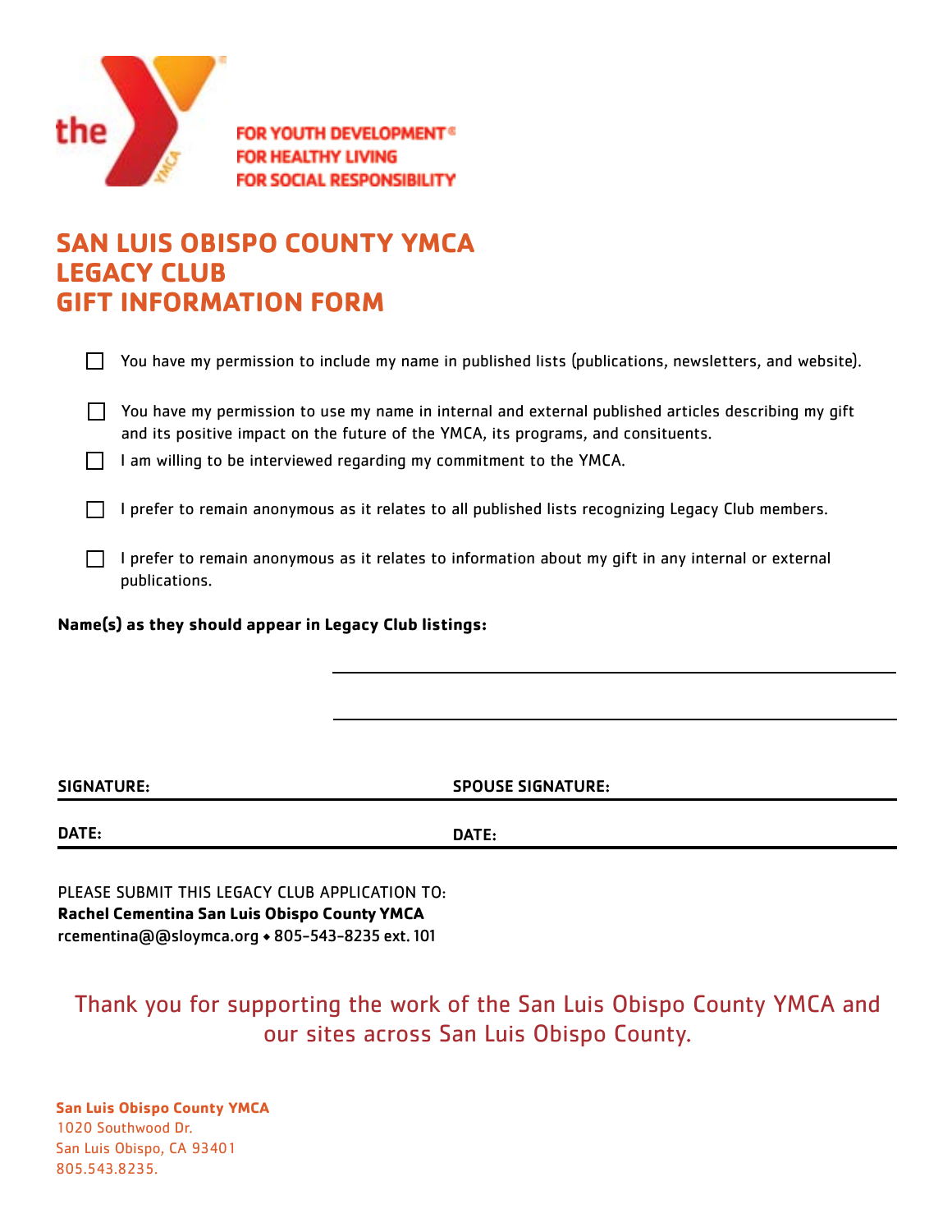the

FOR YOUTH DEVELOPMENT®
FOR HEALTHY LIVING
FOR SOCIAL RESPONSIBILITY

# SAN LUIS OBISPO COUNTY YMCA LEGACY CLUB GIFT INFORMATION FORM

☐ You have my permission to include my name in published lists (publications, newsletters, and website).

☐ You have my permission to use my name in internal and external published articles describing my gift and its positive impact on the future of the YMCA, its programs, and consituents.

☐ I am willing to be interviewed regarding my commitment to the YMCA.

☐ I prefer to remain anonymous as it relates to all published lists recognizing Legacy Club members.

☐ I prefer to remain anonymous as it relates to information about my gift in any internal or external publications.

**Name(s) as they should appear in Legacy Club listings:**

\_\_\_\_\_\_\_\_\_\_\_\_\_\_\_\_\_\_\_\_\_\_\_\_\_\_\_\_\_\_\_\_\_\_\_\_\_\_\_\_

\_\_\_\_\_\_\_\_\_\_\_\_\_\_\_\_\_\_\_\_\_\_\_\_\_\_\_\_\_\_\_\_\_\_\_\_\_\_\_\_

**SIGNATURE:** \_\_\_\_\_\_\_\_\_\_\_\_\_\_\_\_\_\_\_\_ **SPOUSE SIGNATURE:** \_\_\_\_\_\_\_\_\_\_\_\_\_\_\_\_\_\_\_\_

**DATE:** \_\_\_\_\_\_\_\_\_\_\_\_\_\_\_\_\_\_\_\_ **DATE:** \_\_\_\_\_\_\_\_\_\_\_\_\_\_\_\_\_\_\_\_

PLEASE SUBMIT THIS LEGACY CLUB APPLICATION TO:
**Rachel Cementina San Luis Obispo County YMCA**
rcementina@@sloymca.org • 805-543-8235 ext. 101

Thank you for supporting the work of the San Luis Obispo County YMCA and our sites across San Luis Obispo County.

**San Luis Obispo County YMCA**
1020 Southwood Dr.
San Luis Obispo, CA 93401
805.543.8235.